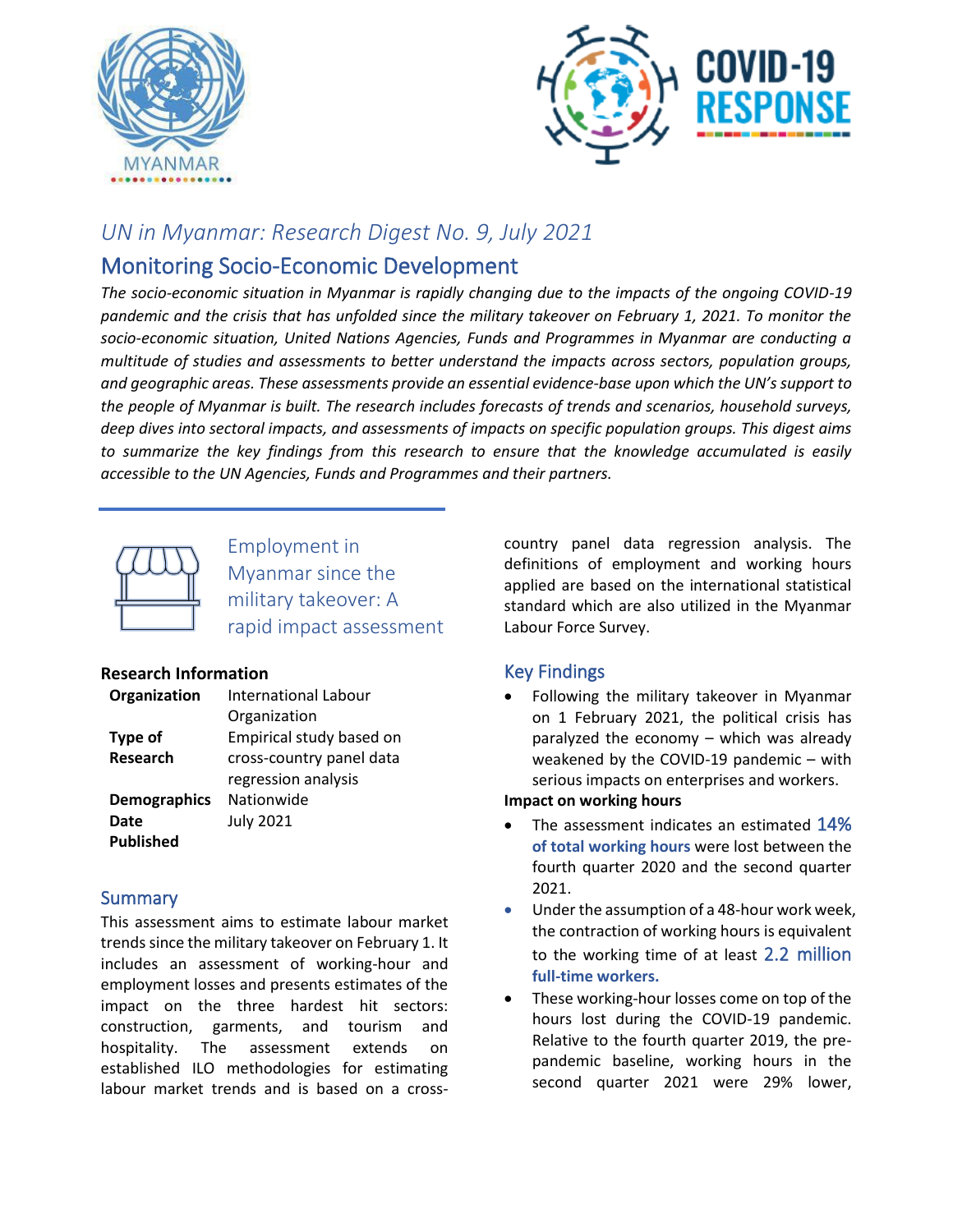*UN in Myanmar: Research Digest No. 9, July 2021*

# Monitoring Socio-Economic Development

*The socio-economic situation in Myanmar is rapidly changing due to the impacts of the ongoing COVID-19 pandemic and the crisis that has unfolded since the military takeover on February 1, 2021. To monitor the socio-economic situation, United Nations Agencies, Funds and Programmes in Myanmar are conducting a multitude of studies and assessments to better understand the impacts across sectors, population groups, and geographic areas. These assessments provide an essential evidence-base upon which the UN's support to the people of Myanmar is built. The research includes forecasts of trends and scenarios, household surveys, deep dives into sectoral impacts, and assessments of impacts on specific population groups. This digest aims to summarize the key findings from this research to ensure that the knowledge accumulated is easily accessible to the UN Agencies, Funds and Programmes and their partners.*

## Employment in Myanmar since the military takeover: A rapid impact assessment

### Research Information

| | |
|---|---|
| **Organization** | International Labour Organization |
| **Type of Research** | Empirical study based on cross-country panel data regression analysis |
| **Demographics** | Nationwide |
| **Date Published** | July 2021 |

### Summary

This assessment aims to estimate labour market trends since the military takeover on February 1. It includes an assessment of working-hour and employment losses and presents estimates of the impact on the three hardest hit sectors: construction, garments, and tourism and hospitality. The assessment extends on established ILO methodologies for estimating labour market trends and is based on a cross-country panel data regression analysis. The definitions of employment and working hours applied are based on the international statistical standard which are also utilized in the Myanmar Labour Force Survey.

### Key Findings

- Following the military takeover in Myanmar on 1 February 2021, the political crisis has paralyzed the economy – which was already weakened by the COVID-19 pandemic – with serious impacts on enterprises and workers.

**Impact on working hours**

- The assessment indicates an estimated **14% of total working hours** were lost between the fourth quarter 2020 and the second quarter 2021.
- Under the assumption of a 48-hour work week, the contraction of working hours is equivalent to the working time of at least **2.2 million full-time workers.**
- These working-hour losses come on top of the hours lost during the COVID-19 pandemic. Relative to the fourth quarter 2019, the pre-pandemic baseline, working hours in the second quarter 2021 were 29% lower,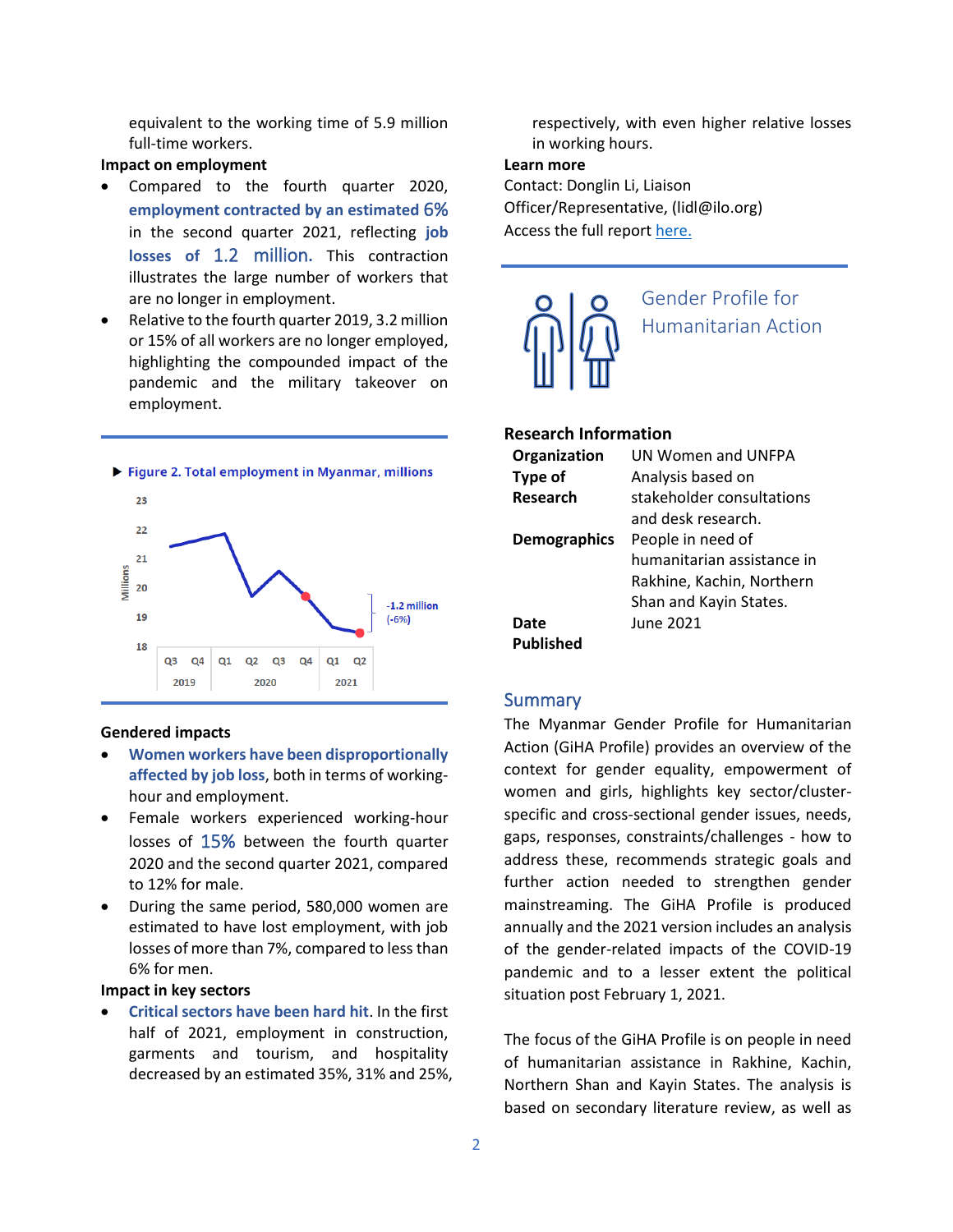equivalent to the working time of 5.9 million full-time workers.

**Impact on employment**

- Compared to the fourth quarter 2020, **employment contracted by an estimated 6%** in the second quarter 2021, reflecting **job losses of 1.2 million.** This contraction illustrates the large number of workers that are no longer in employment.
- Relative to the fourth quarter 2019, 3.2 million or 15% of all workers are no longer employed, highlighting the compounded impact of the pandemic and the military takeover on employment.

▶ **Figure 2. Total employment in Myanmar, millions**

**Gendered impacts**

- **Women workers have been disproportionally affected by job loss**, both in terms of working-hour and employment.
- Female workers experienced working-hour losses of 15% between the fourth quarter 2020 and the second quarter 2021, compared to 12% for male.
- During the same period, 580,000 women are estimated to have lost employment, with job losses of more than 7%, compared to less than 6% for men.

**Impact in key sectors**

- **Critical sectors have been hard hit**. In the first half of 2021, employment in construction, garments and tourism, and hospitality decreased by an estimated 35%, 31% and 25%, respectively, with even higher relative losses in working hours.

**Learn more**

Contact: Donglin Li, Liaison Officer/Representative, (lidl@ilo.org)

Access the full report here.

## Gender Profile for Humanitarian Action

**Research Information**

| | |
|---|---|
| **Organization** | UN Women and UNFPA |
| **Type of Research** | Analysis based on stakeholder consultations and desk research. |
| **Demographics** | People in need of humanitarian assistance in Rakhine, Kachin, Northern Shan and Kayin States. |
| **Date Published** | June 2021 |

### Summary

The Myanmar Gender Profile for Humanitarian Action (GiHA Profile) provides an overview of the context for gender equality, empowerment of women and girls, highlights key sector/cluster-specific and cross-sectional gender issues, needs, gaps, responses, constraints/challenges - how to address these, recommends strategic goals and further action needed to strengthen gender mainstreaming. The GiHA Profile is produced annually and the 2021 version includes an analysis of the gender-related impacts of the COVID-19 pandemic and to a lesser extent the political situation post February 1, 2021.

The focus of the GiHA Profile is on people in need of humanitarian assistance in Rakhine, Kachin, Northern Shan and Kayin States. The analysis is based on secondary literature review, as well as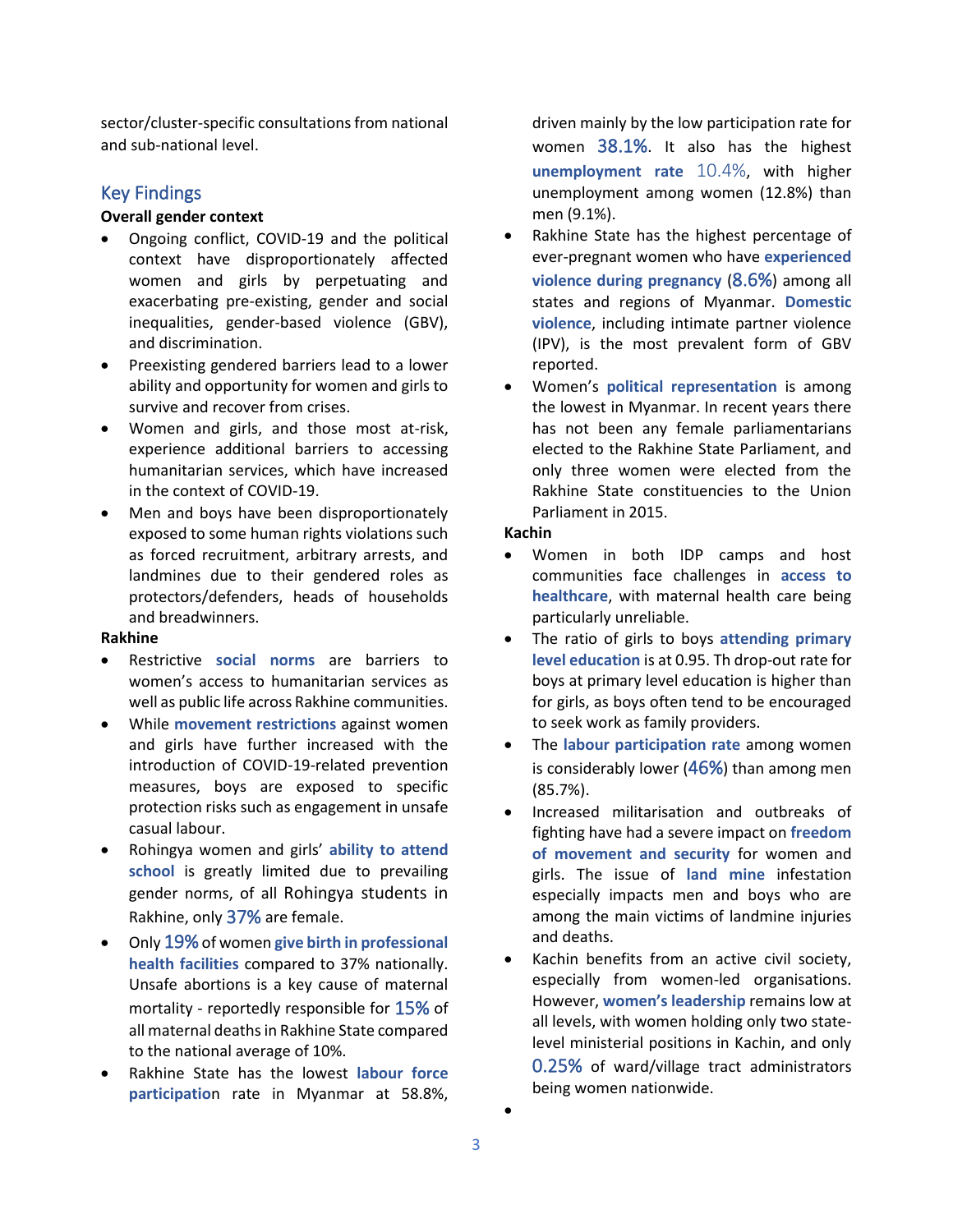sector/cluster-specific consultations from national and sub-national level.

## Key Findings

**Overall gender context**

- Ongoing conflict, COVID-19 and the political context have disproportionately affected women and girls by perpetuating and exacerbating pre-existing, gender and social inequalities, gender-based violence (GBV), and discrimination.
- Preexisting gendered barriers lead to a lower ability and opportunity for women and girls to survive and recover from crises.
- Women and girls, and those most at-risk, experience additional barriers to accessing humanitarian services, which have increased in the context of COVID-19.
- Men and boys have been disproportionately exposed to some human rights violations such as forced recruitment, arbitrary arrests, and landmines due to their gendered roles as protectors/defenders, heads of households and breadwinners.

**Rakhine**

- Restrictive **social norms** are barriers to women's access to humanitarian services as well as public life across Rakhine communities.
- While **movement restrictions** against women and girls have further increased with the introduction of COVID-19-related prevention measures, boys are exposed to specific protection risks such as engagement in unsafe casual labour.
- Rohingya women and girls' **ability to attend school** is greatly limited due to prevailing gender norms, of all Rohingya students in Rakhine, only 37% are female.
- Only 19% of women **give birth in professional health facilities** compared to 37% nationally. Unsafe abortions is a key cause of maternal mortality - reportedly responsible for 15% of all maternal deaths in Rakhine State compared to the national average of 10%.
- Rakhine State has the lowest **labour force participation** rate in Myanmar at 58.8%, driven mainly by the low participation rate for women 38.1%. It also has the highest **unemployment rate** 10.4%, with higher unemployment among women (12.8%) than men (9.1%).
- Rakhine State has the highest percentage of ever-pregnant women who have **experienced violence during pregnancy** (8.6%) among all states and regions of Myanmar. **Domestic violence**, including intimate partner violence (IPV), is the most prevalent form of GBV reported.
- Women's **political representation** is among the lowest in Myanmar. In recent years there has not been any female parliamentarians elected to the Rakhine State Parliament, and only three women were elected from the Rakhine State constituencies to the Union Parliament in 2015.

**Kachin**

- Women in both IDP camps and host communities face challenges in **access to healthcare**, with maternal health care being particularly unreliable.
- The ratio of girls to boys **attending primary level education** is at 0.95. Th drop-out rate for boys at primary level education is higher than for girls, as boys often tend to be encouraged to seek work as family providers.
- The **labour participation rate** among women is considerably lower (46%) than among men (85.7%).
- Increased militarisation and outbreaks of fighting have had a severe impact on **freedom of movement and security** for women and girls. The issue of **land mine** infestation especially impacts men and boys who are among the main victims of landmine injuries and deaths.
- Kachin benefits from an active civil society, especially from women-led organisations. However, **women's leadership** remains low at all levels, with women holding only two state-level ministerial positions in Kachin, and only 0.25% of ward/village tract administrators being women nationwide.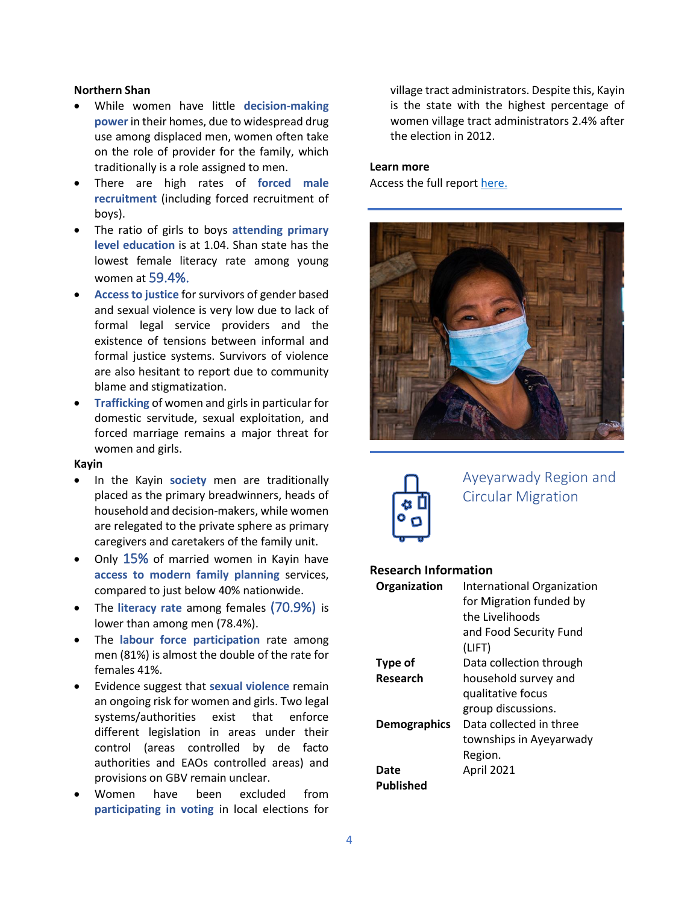**Northern Shan**

- While women have little **decision-making power** in their homes, due to widespread drug use among displaced men, women often take on the role of provider for the family, which traditionally is a role assigned to men.
- There are high rates of **forced male recruitment** (including forced recruitment of boys).
- The ratio of girls to boys **attending primary level education** is at 1.04. Shan state has the lowest female literacy rate among young women at 59.4%.
- **Access to justice** for survivors of gender based and sexual violence is very low due to lack of formal legal service providers and the existence of tensions between informal and formal justice systems. Survivors of violence are also hesitant to report due to community blame and stigmatization.
- **Trafficking** of women and girls in particular for domestic servitude, sexual exploitation, and forced marriage remains a major threat for women and girls.

**Kayin**

- In the Kayin **society** men are traditionally placed as the primary breadwinners, heads of household and decision-makers, while women are relegated to the private sphere as primary caregivers and caretakers of the family unit.
- Only 15% of married women in Kayin have **access to modern family planning** services, compared to just below 40% nationwide.
- The **literacy rate** among females (70.9%) is lower than among men (78.4%).
- The **labour force participation** rate among men (81%) is almost the double of the rate for females 41%.
- Evidence suggest that **sexual violence** remain an ongoing risk for women and girls. Two legal systems/authorities exist that enforce different legislation in areas under their control (areas controlled by de facto authorities and EAOs controlled areas) and provisions on GBV remain unclear.
- Women have been excluded from **participating in voting** in local elections for village tract administrators. Despite this, Kayin is the state with the highest percentage of women village tract administrators 2.4% after the election in 2012.

**Learn more**

Access the full report [here.]

## Ayeyarwady Region and Circular Migration

**Research Information**

| | |
|---|---|
| **Organization** | International Organization for Migration funded by the Livelihoods and Food Security Fund (LIFT) |
| **Type of Research** | Data collection through household survey and qualitative focus group discussions. |
| **Demographics** | Data collected in three townships in Ayeyarwady Region. |
| **Date Published** | April 2021 |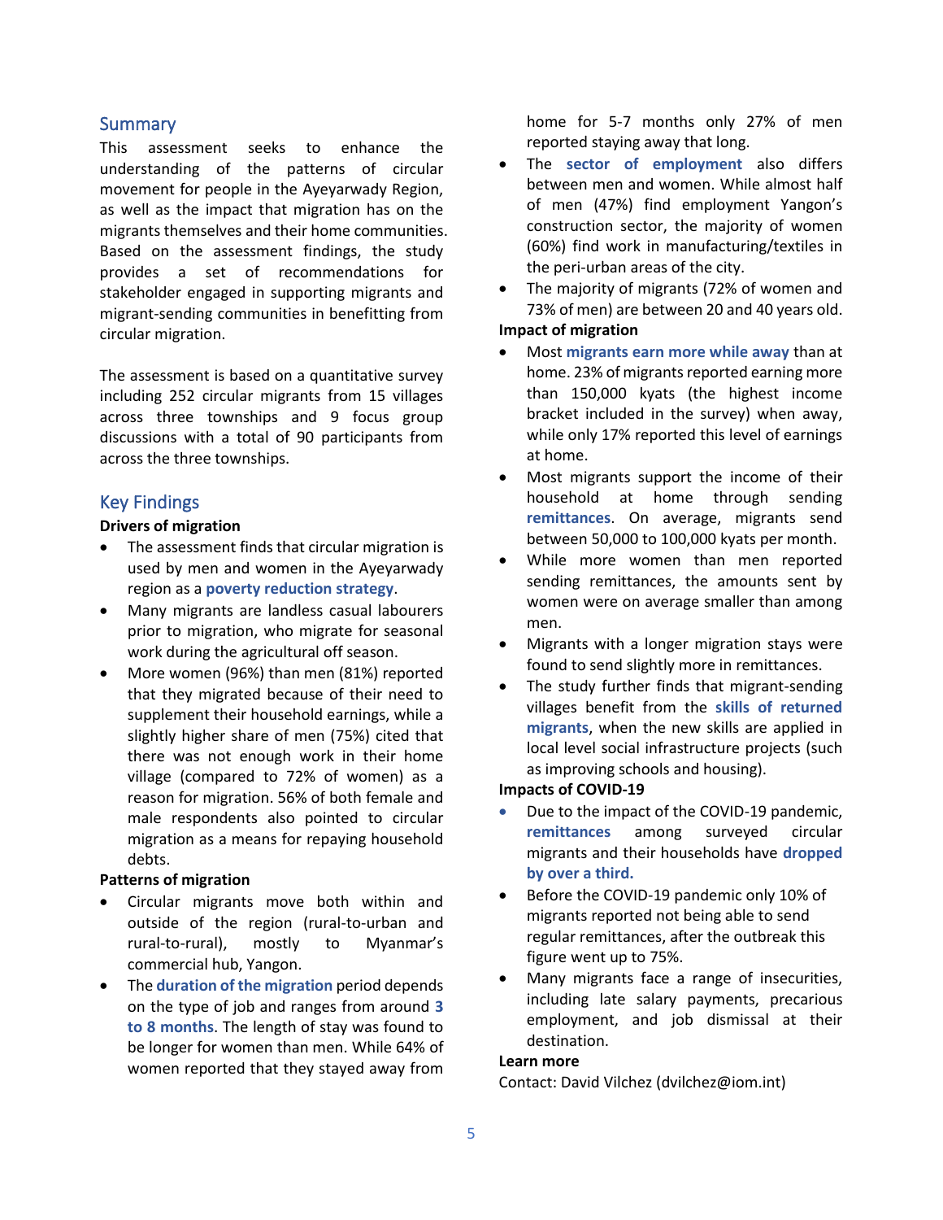## Summary

This assessment seeks to enhance the understanding of the patterns of circular movement for people in the Ayeyarwady Region, as well as the impact that migration has on the migrants themselves and their home communities. Based on the assessment findings, the study provides a set of recommendations for stakeholder engaged in supporting migrants and migrant-sending communities in benefitting from circular migration.

The assessment is based on a quantitative survey including 252 circular migrants from 15 villages across three townships and 9 focus group discussions with a total of 90 participants from across the three townships.

## Key Findings

**Drivers of migration**

- The assessment finds that circular migration is used by men and women in the Ayeyarwady region as a **poverty reduction strategy**.
- Many migrants are landless casual labourers prior to migration, who migrate for seasonal work during the agricultural off season.
- More women (96%) than men (81%) reported that they migrated because of their need to supplement their household earnings, while a slightly higher share of men (75%) cited that there was not enough work in their home village (compared to 72% of women) as a reason for migration. 56% of both female and male respondents also pointed to circular migration as a means for repaying household debts.

**Patterns of migration**

- Circular migrants move both within and outside of the region (rural-to-urban and rural-to-rural), mostly to Myanmar's commercial hub, Yangon.
- The **duration of the migration** period depends on the type of job and ranges from around **3 to 8 months**. The length of stay was found to be longer for women than men. While 64% of women reported that they stayed away from home for 5-7 months only 27% of men reported staying away that long.
- The **sector of employment** also differs between men and women. While almost half of men (47%) find employment Yangon's construction sector, the majority of women (60%) find work in manufacturing/textiles in the peri-urban areas of the city.
- The majority of migrants (72% of women and 73% of men) are between 20 and 40 years old.

**Impact of migration**

- Most **migrants earn more while away** than at home. 23% of migrants reported earning more than 150,000 kyats (the highest income bracket included in the survey) when away, while only 17% reported this level of earnings at home.
- Most migrants support the income of their household at home through sending **remittances**. On average, migrants send between 50,000 to 100,000 kyats per month.
- While more women than men reported sending remittances, the amounts sent by women were on average smaller than among men.
- Migrants with a longer migration stays were found to send slightly more in remittances.
- The study further finds that migrant-sending villages benefit from the **skills of returned migrants**, when the new skills are applied in local level social infrastructure projects (such as improving schools and housing).

**Impacts of COVID-19**

- Due to the impact of the COVID-19 pandemic, **remittances** among surveyed circular migrants and their households have **dropped by over a third.**
- Before the COVID-19 pandemic only 10% of migrants reported not being able to send regular remittances, after the outbreak this figure went up to 75%.
- Many migrants face a range of insecurities, including late salary payments, precarious employment, and job dismissal at their destination.

**Learn more**

Contact: David Vilchez (dvilchez@iom.int)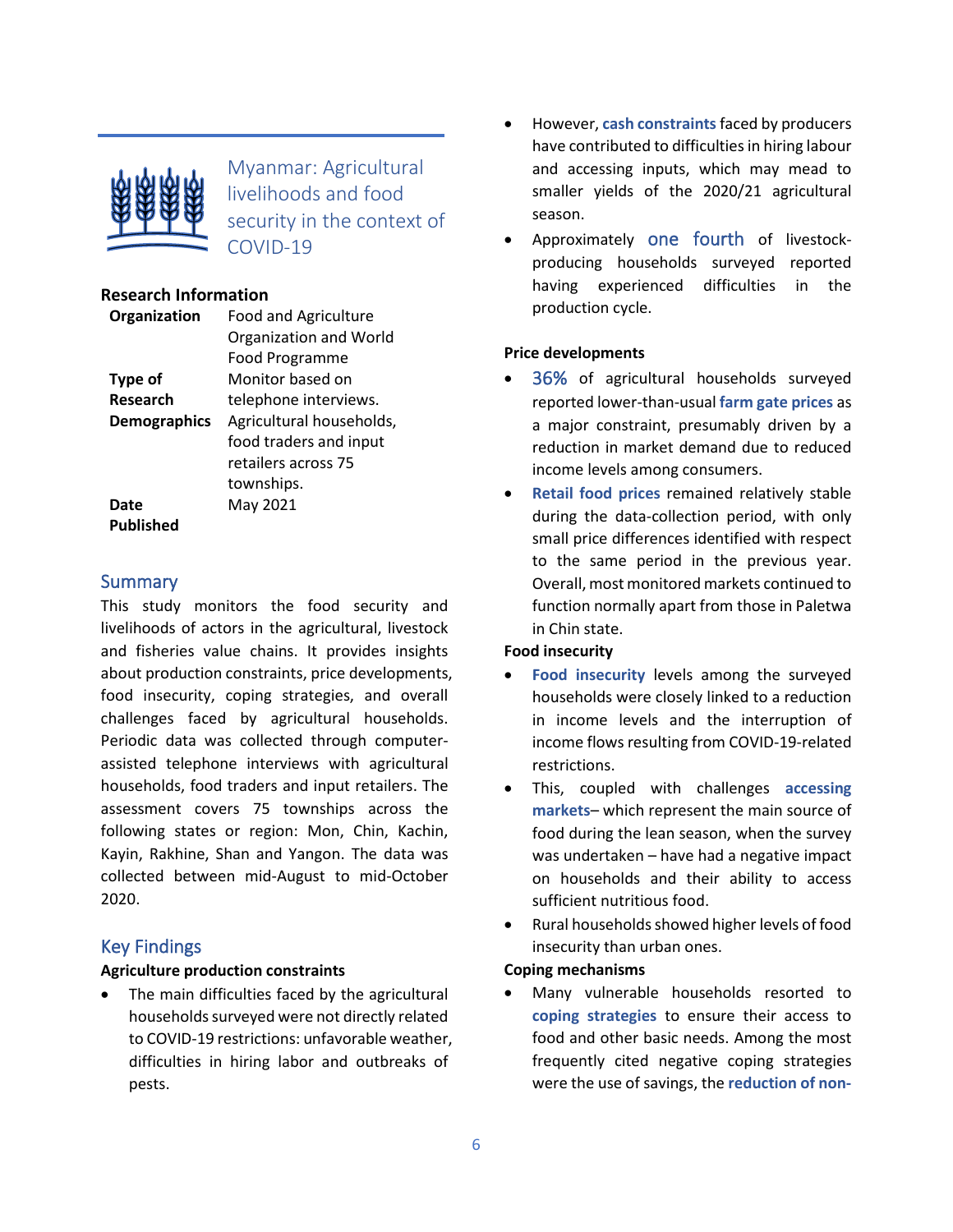## Myanmar: Agricultural livelihoods and food security in the context of COVID-19

### Research Information

| | |
|---|---|
| **Organization** | Food and Agriculture Organization and World Food Programme |
| **Type of Research** | Monitor based on telephone interviews. |
| **Demographics** | Agricultural households, food traders and input retailers across 75 townships. |
| **Date Published** | May 2021 |

### Summary

This study monitors the food security and livelihoods of actors in the agricultural, livestock and fisheries value chains. It provides insights about production constraints, price developments, food insecurity, coping strategies, and overall challenges faced by agricultural households. Periodic data was collected through computer-assisted telephone interviews with agricultural households, food traders and input retailers. The assessment covers 75 townships across the following states or region: Mon, Chin, Kachin, Kayin, Rakhine, Shan and Yangon. The data was collected between mid-August to mid-October 2020.

### Key Findings

**Agriculture production constraints**

- The main difficulties faced by the agricultural households surveyed were not directly related to COVID-19 restrictions: unfavorable weather, difficulties in hiring labor and outbreaks of pests.
- However, **cash constraints** faced by producers have contributed to difficulties in hiring labour and accessing inputs, which may mead to smaller yields of the 2020/21 agricultural season.
- Approximately one fourth of livestock-producing households surveyed reported having experienced difficulties in the production cycle.

**Price developments**

- 36% of agricultural households surveyed reported lower-than-usual **farm gate prices** as a major constraint, presumably driven by a reduction in market demand due to reduced income levels among consumers.
- **Retail food prices** remained relatively stable during the data-collection period, with only small price differences identified with respect to the same period in the previous year. Overall, most monitored markets continued to function normally apart from those in Paletwa in Chin state.

**Food insecurity**

- **Food insecurity** levels among the surveyed households were closely linked to a reduction in income levels and the interruption of income flows resulting from COVID-19-related restrictions.
- This, coupled with challenges **accessing markets**– which represent the main source of food during the lean season, when the survey was undertaken – have had a negative impact on households and their ability to access sufficient nutritious food.
- Rural households showed higher levels of food insecurity than urban ones.

**Coping mechanisms**

- Many vulnerable households resorted to **coping strategies** to ensure their access to food and other basic needs. Among the most frequently cited negative coping strategies were the use of savings, the **reduction of non-**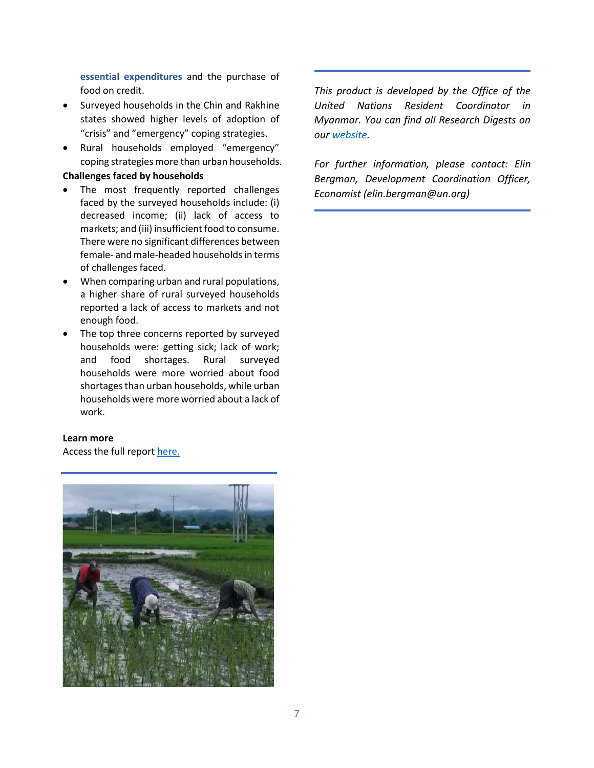essential expenditures and the purchase of food on credit.

- Surveyed households in the Chin and Rakhine states showed higher levels of adoption of "crisis" and "emergency" coping strategies.
- Rural households employed "emergency" coping strategies more than urban households.

**Challenges faced by households**

- The most frequently reported challenges faced by the surveyed households include: (i) decreased income; (ii) lack of access to markets; and (iii) insufficient food to consume. There were no significant differences between female- and male-headed households in terms of challenges faced.
- When comparing urban and rural populations, a higher share of rural surveyed households reported a lack of access to markets and not enough food.
- The top three concerns reported by surveyed households were: getting sick; lack of work; and food shortages. Rural surveyed households were more worried about food shortages than urban households, while urban households were more worried about a lack of work.

**Learn more**

Access the full report here.

*This product is developed by the Office of the United Nations Resident Coordinator in Myanmar. You can find all Research Digests on our website.*

*For further information, please contact: Elin Bergman, Development Coordination Officer, Economist (elin.bergman@un.org)*